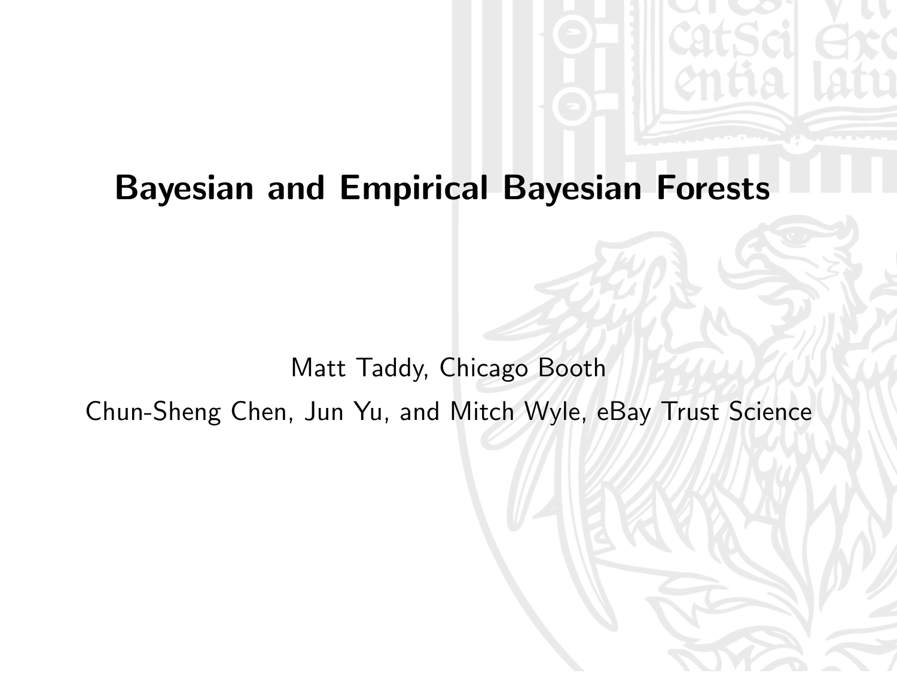# Bayesian and Empirical Bayesian Forests

Matt Taddy, Chicago Booth

Chun-Sheng Chen, Jun Yu, and Mitch Wyle, eBay Trust Science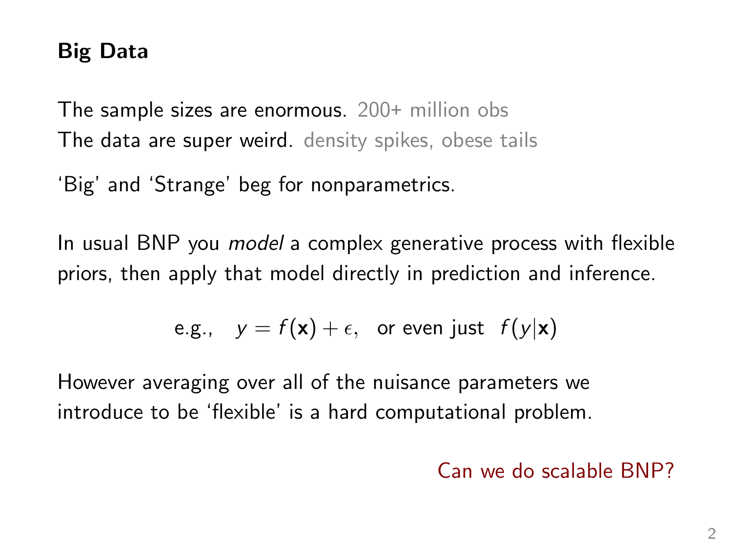## Big Data

The sample sizes are enormous. 200+ million obs  
The data are super weird. density spikes, obese tails

'Big' and 'Strange' beg for nonparametrics.

In usual BNP you *model* a complex generative process with flexible priors, then apply that model directly in prediction and inference.

$$\text{e.g.,} \quad y = f(\mathbf{x}) + \epsilon, \quad \text{or even just} \quad f(y|\mathbf{x})$$

However averaging over all of the nuisance parameters we introduce to be 'flexible' is a hard computational problem.

Can we do scalable BNP?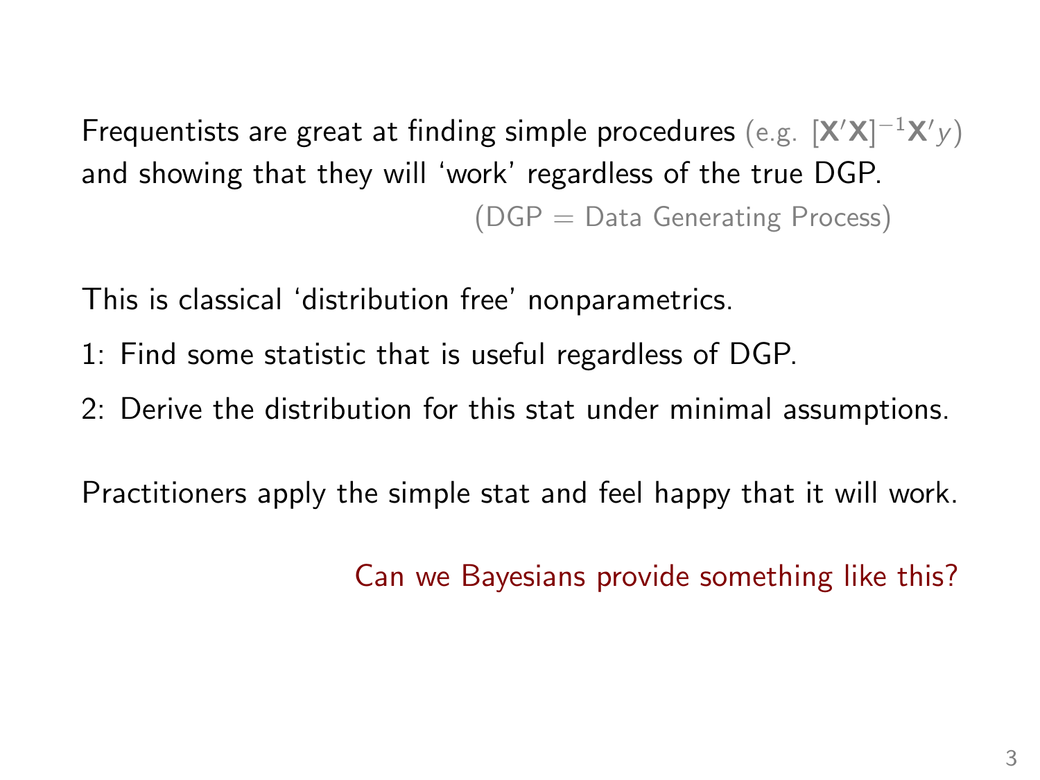Frequentists are great at finding simple procedures (e.g. $[\mathbf{X}'\mathbf{X}]^{-1}\mathbf{X}'y$) and showing that they will 'work' regardless of the true DGP.

(DGP = Data Generating Process)

This is classical 'distribution free' nonparametrics.

1: Find some statistic that is useful regardless of DGP.

2: Derive the distribution for this stat under minimal assumptions.

Practitioners apply the simple stat and feel happy that it will work.

Can we Bayesians provide something like this?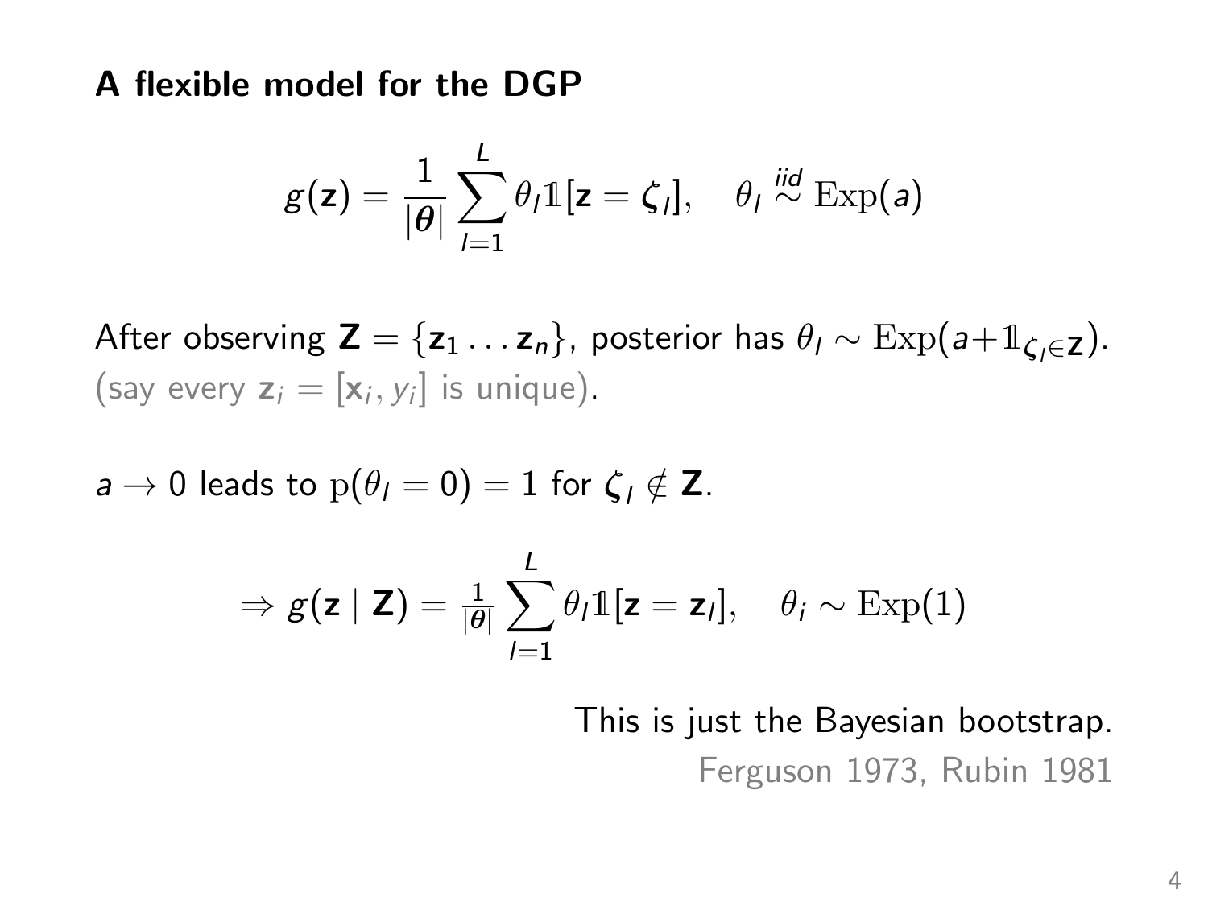**A flexible model for the DGP**

$$g(\mathbf{z}) = \frac{1}{|\boldsymbol{\theta}|} \sum_{l=1}^{L} \theta_l \mathbb{1}[\mathbf{z} = \boldsymbol{\zeta}_l], \quad \theta_l \overset{iid}{\sim} \mathrm{Exp}(a)$$

After observing $\mathbf{Z} = \{\mathbf{z}_1 \ldots \mathbf{z}_n\}$, posterior has $\theta_l \sim \mathrm{Exp}(a + \mathbb{1}_{\zeta_l \in \mathbf{Z}})$.
(say every $\mathbf{z}_i = [\mathbf{x}_i, y_i]$ is unique).

$a \to 0$ leads to $\mathrm{p}(\theta_l = 0) = 1$ for $\boldsymbol{\zeta}_l \notin \mathbf{Z}$.

$$\Rightarrow g(\mathbf{z} \mid \mathbf{Z}) = \tfrac{1}{|\boldsymbol{\theta}|} \sum_{l=1}^{L} \theta_l \mathbb{1}[\mathbf{z} = \mathbf{z}_l], \quad \theta_i \sim \mathrm{Exp}(1)$$

This is just the Bayesian bootstrap.

Ferguson 1973, Rubin 1981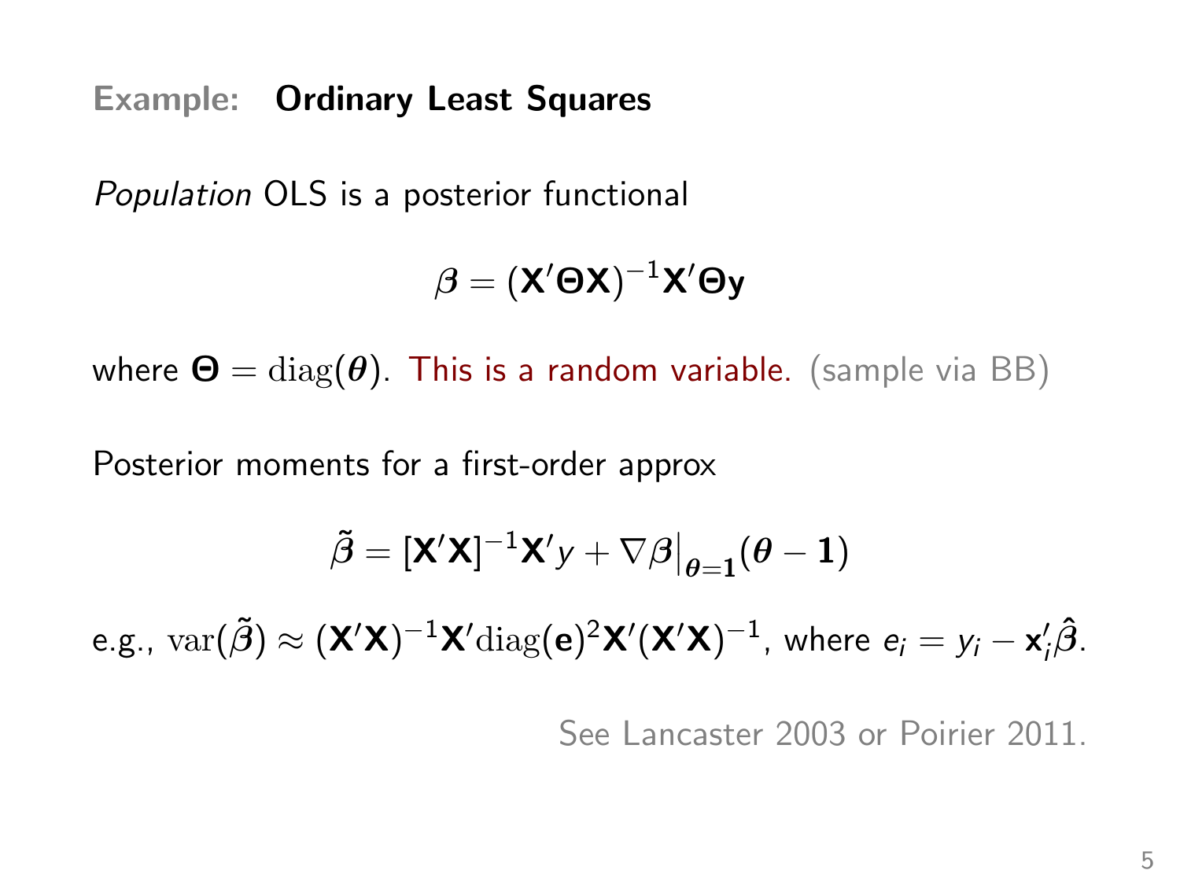**Example:** **Ordinary Least Squares**

*Population* OLS is a posterior functional

$$\boldsymbol{\beta} = (\mathbf{X}'\boldsymbol{\Theta}\mathbf{X})^{-1}\mathbf{X}'\boldsymbol{\Theta}\mathbf{y}$$

where $\boldsymbol{\Theta} = \mathrm{diag}(\boldsymbol{\theta})$. This is a random variable. (sample via BB)

Posterior moments for a first-order approx

$$\tilde{\boldsymbol{\beta}} = [\mathbf{X}'\mathbf{X}]^{-1}\mathbf{X}'y + \nabla\beta\big|_{\boldsymbol{\theta}=\mathbf{1}}(\boldsymbol{\theta} - \mathbf{1})$$

e.g., $\mathrm{var}(\tilde{\boldsymbol{\beta}}) \approx (\mathbf{X}'\mathbf{X})^{-1}\mathbf{X}'\mathrm{diag}(\mathbf{e})^2\mathbf{X}'(\mathbf{X}'\mathbf{X})^{-1}$, where $e_i = y_i - \mathbf{x}_i'\hat{\boldsymbol{\beta}}$.

See Lancaster 2003 or Poirier 2011.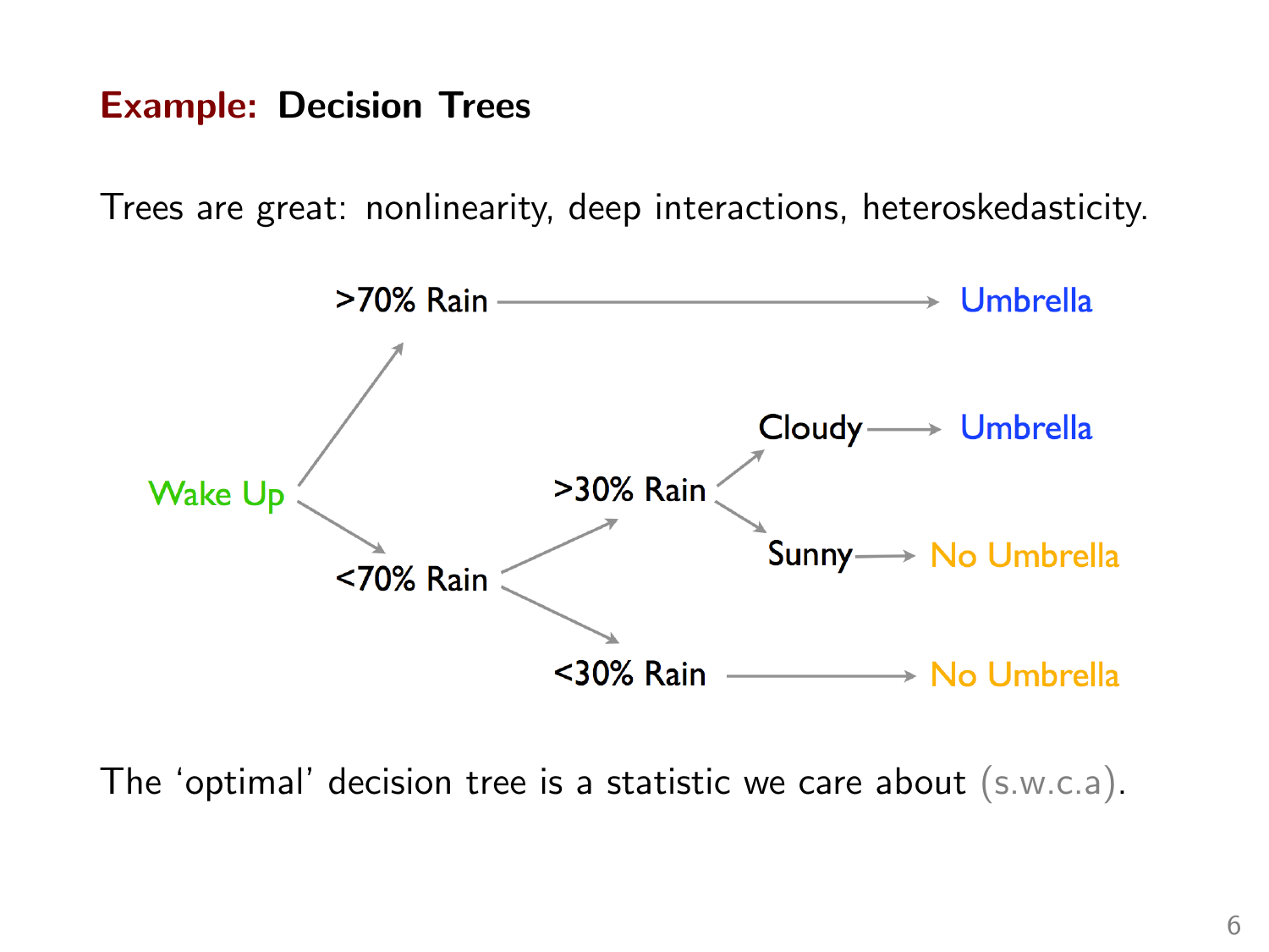## Example: Decision Trees

Trees are great: nonlinearity, deep interactions, heteroskedasticity.

- Wake Up
  - >70% Rain → Umbrella
  - <70% Rain
    - >30% Rain
      - Cloudy → Umbrella
      - Sunny → No Umbrella
    - <30% Rain → No Umbrella

The 'optimal' decision tree is a statistic we care about (s.w.c.a).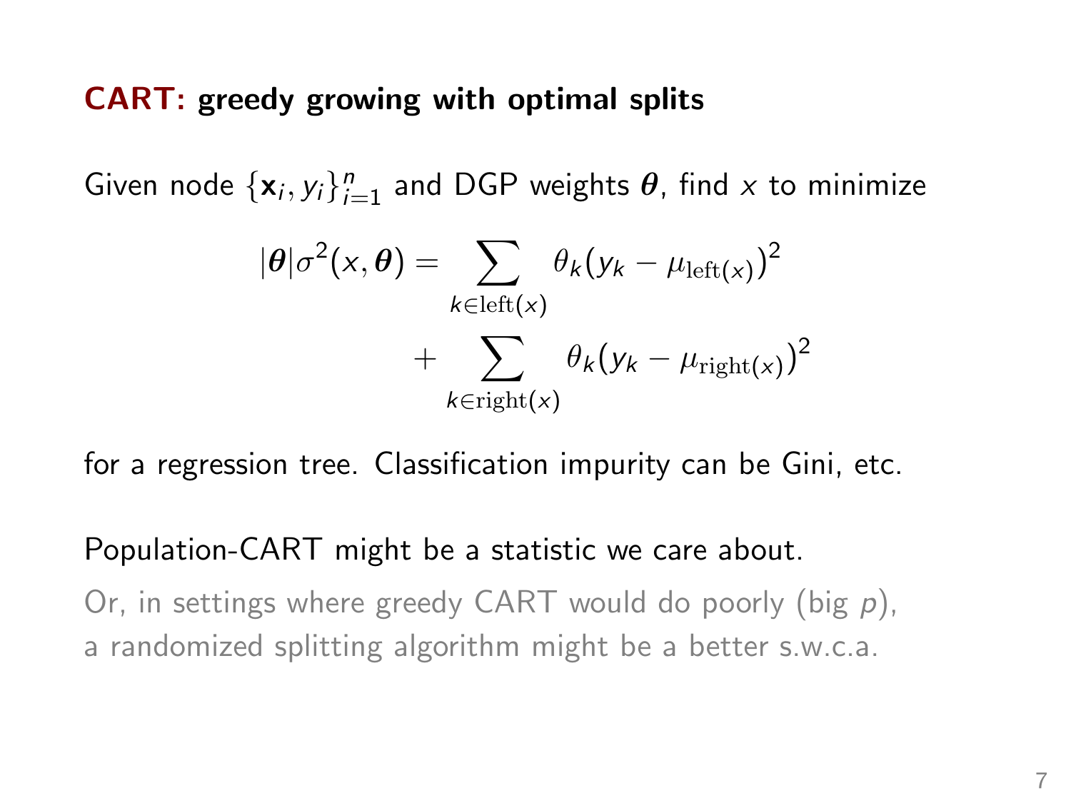## **CART:** greedy growing with optimal splits

Given node $\{\mathbf{x}_i, y_i\}_{i=1}^n$ and DGP weights $\boldsymbol{\theta}$, find $x$ to minimize

$$
\begin{aligned}
|\boldsymbol{\theta}|\sigma^2(x, \boldsymbol{\theta}) = & \sum_{k \in \mathrm{left}(x)} \theta_k (y_k - \mu_{\mathrm{left}(x)})^2 \\
& + \sum_{k \in \mathrm{right}(x)} \theta_k (y_k - \mu_{\mathrm{right}(x)})^2
\end{aligned}
$$

for a regression tree. Classification impurity can be Gini, etc.

Population-CART might be a statistic we care about.

Or, in settings where greedy CART would do poorly (big $p$), a randomized splitting algorithm might be a better s.w.c.a.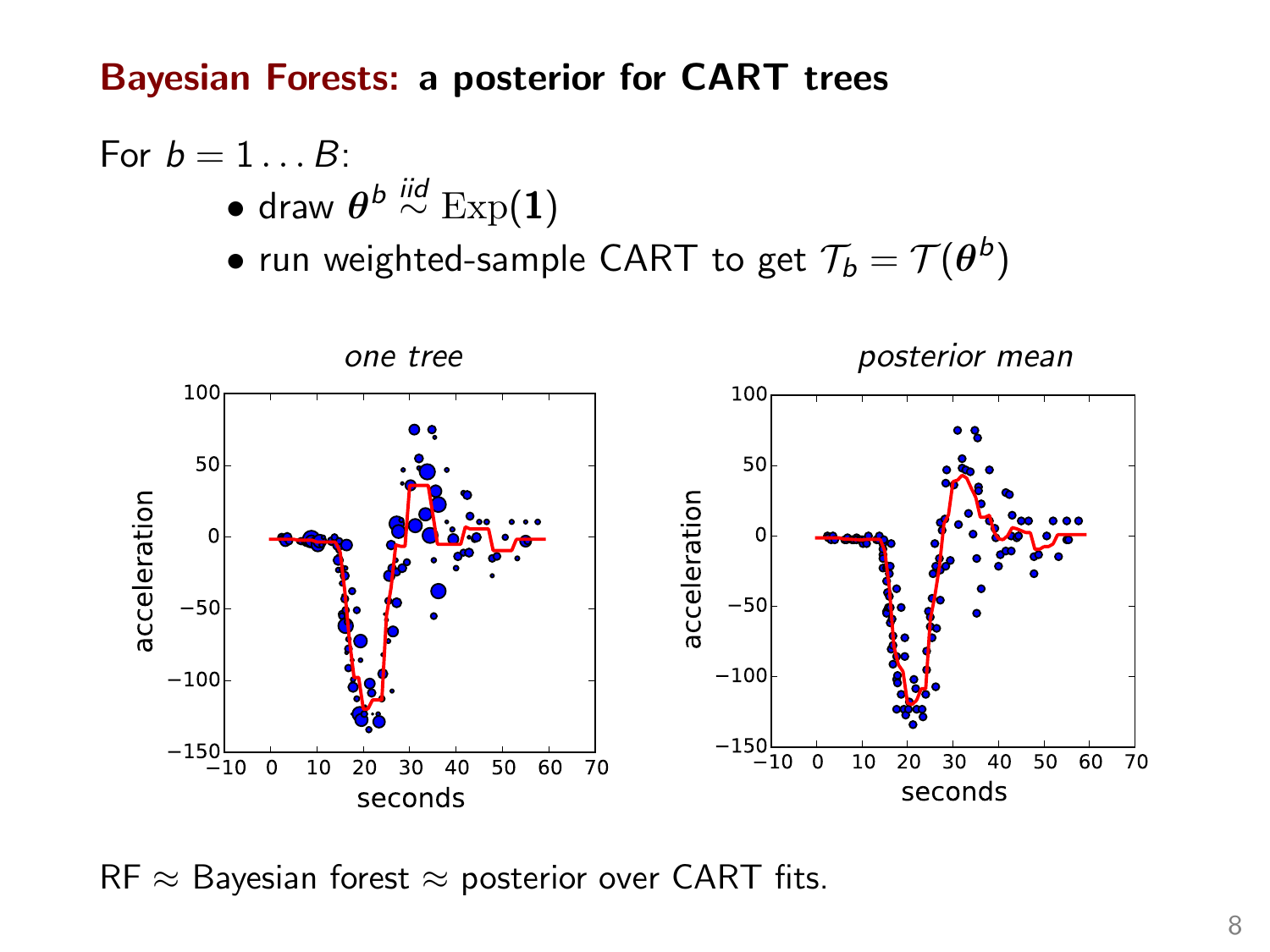## **Bayesian Forests:** a posterior for CART trees

For $b = 1 \dots B$:

- draw $\boldsymbol{\theta}^b \stackrel{iid}{\sim} \mathrm{Exp}(\mathbf{1})$
- run weighted-sample CART to get $\mathcal{T}_b = \mathcal{T}(\boldsymbol{\theta}^b)$

*one tree* | *posterior mean*

RF $\approx$ Bayesian forest $\approx$ posterior over CART fits.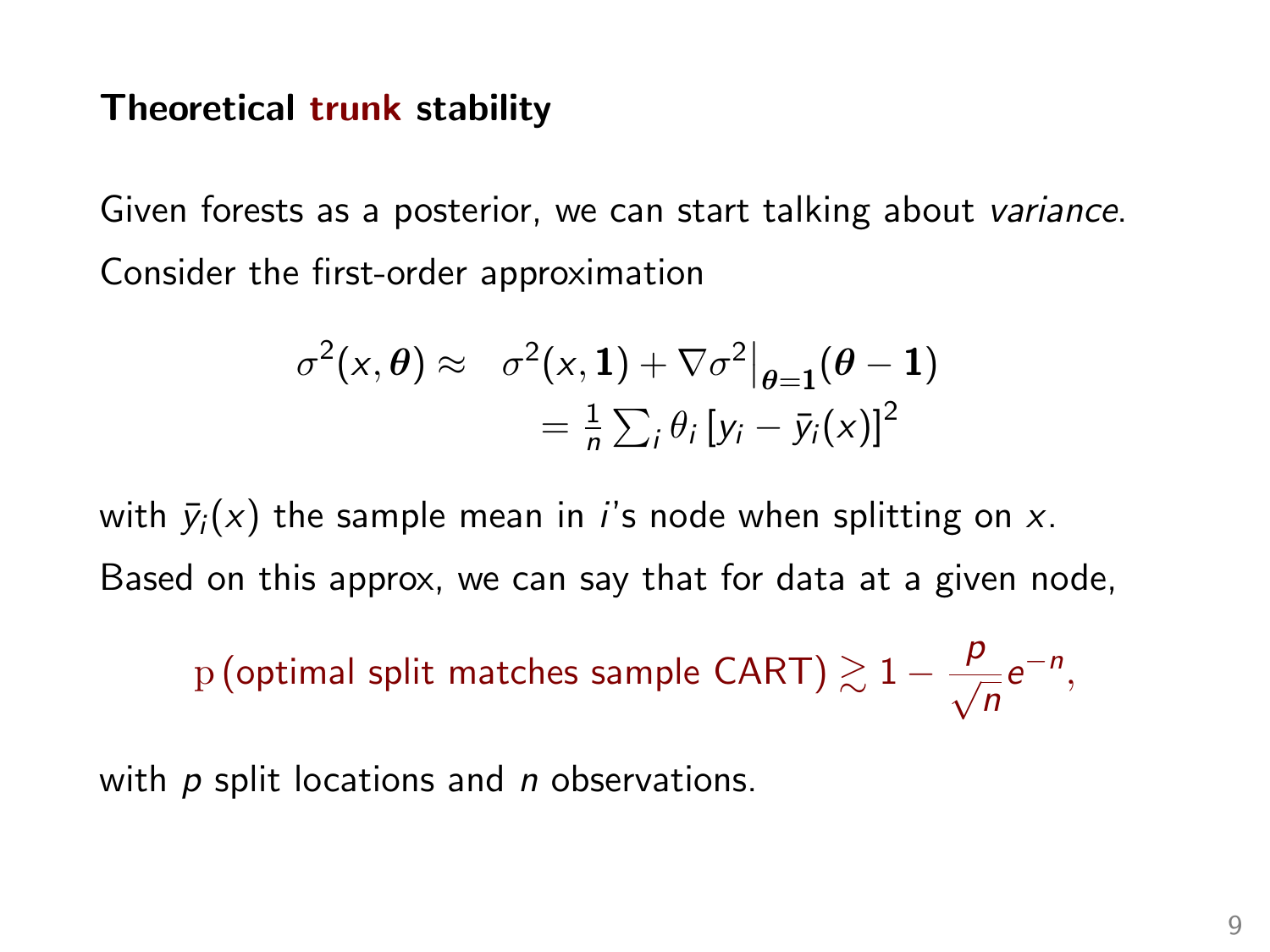### Theoretical trunk stability

Given forests as a posterior, we can start talking about *variance*.

Consider the first-order approximation

$$
\begin{aligned}
\sigma^2(x, \boldsymbol{\theta}) \approx \;& \sigma^2(x, \mathbf{1}) + \nabla \sigma^2\big|_{\boldsymbol{\theta}=\mathbf{1}} (\boldsymbol{\theta} - \mathbf{1}) \\
&= \tfrac{1}{n} \textstyle\sum_i \theta_i \left[ y_i - \bar{y}_i(x) \right]^2
\end{aligned}
$$

with $\bar{y}_i(x)$ the sample mean in $i$'s node when splitting on $x$.

Based on this approx, we can say that for data at a given node,

$$
\mathrm{p}\left(\text{optimal split matches sample CART}\right) \gtrsim 1 - \frac{p}{\sqrt{n}} e^{-n},
$$

with $p$ split locations and $n$ observations.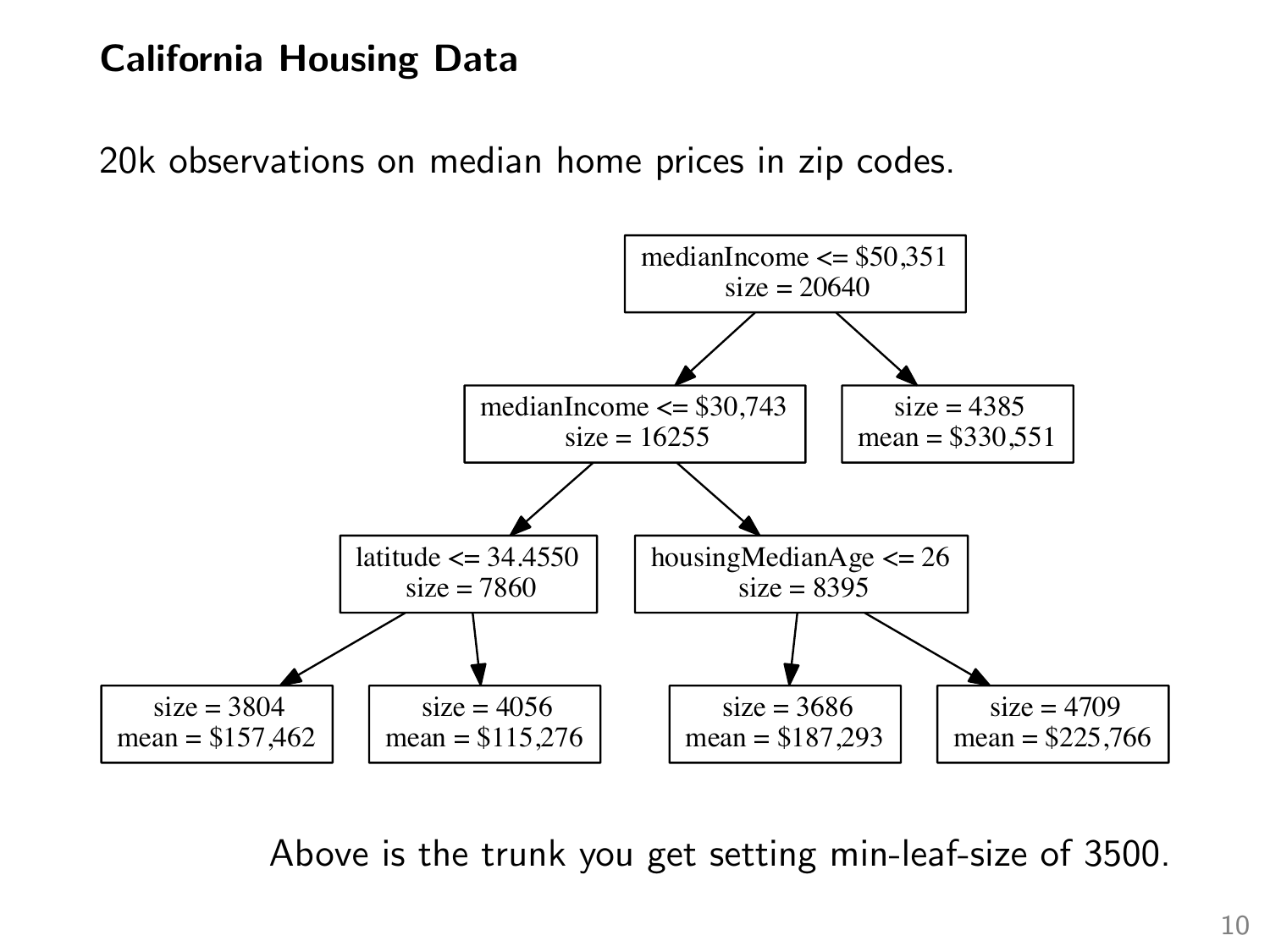## California Housing Data

20k observations on median home prices in zip codes.

```
                         medianIncome <= $50,351
                              size = 20640
                             /            \
          medianIncome <= $30,743         size = 4385
               size = 16255               mean = $330,551
              /             \
latitude <= 34.4550      housingMedianAge <= 26
   size = 7860               size = 8395
   /        \                /          \
size = 3804   size = 4056   size = 3686   size = 4709
mean = $157,462  mean = $115,276  mean = $187,293  mean = $225,766
```

Above is the trunk you get setting min-leaf-size of 3500.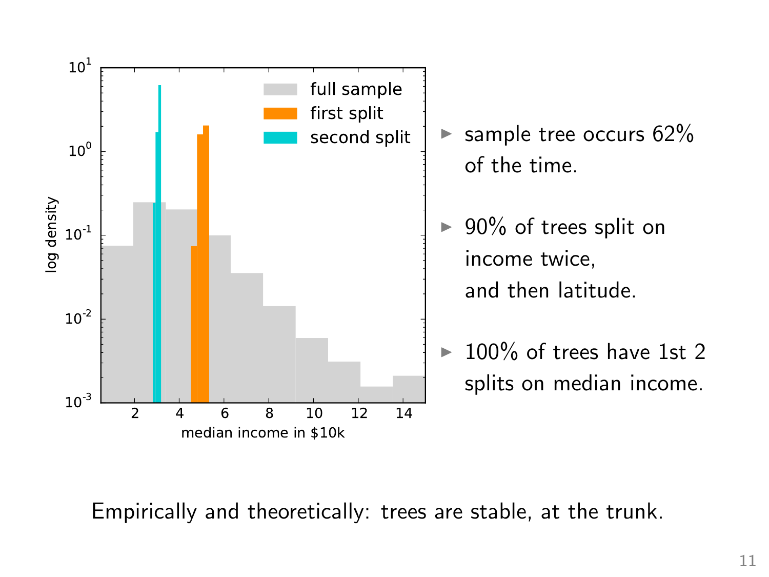- sample tree occurs 62% of the time.
- 90% of trees split on income twice, and then latitude.
- 100% of trees have 1st 2 splits on median income.

Empirically and theoretically: trees are stable, at the trunk.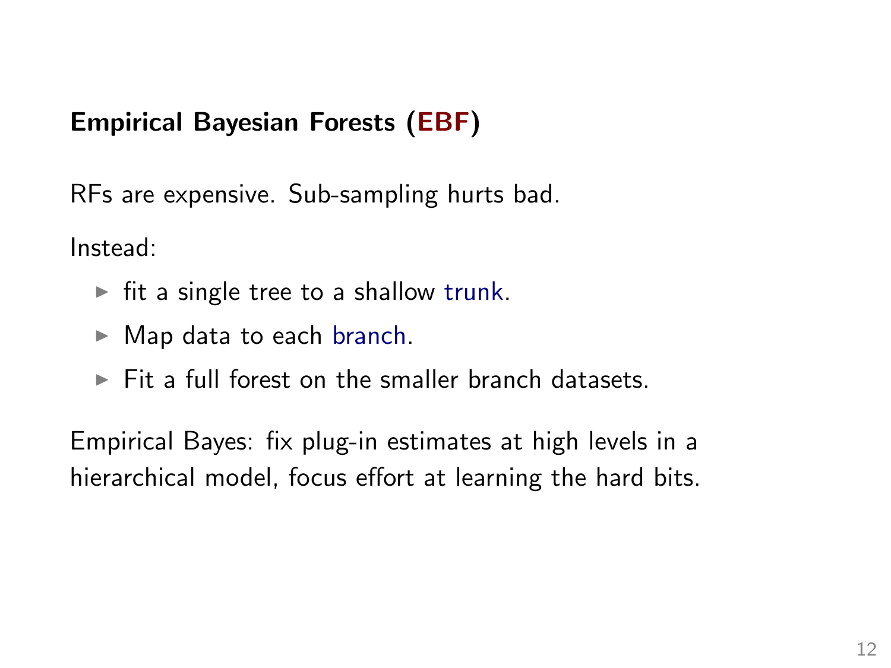## Empirical Bayesian Forests (**EBF**)

RFs are expensive. Sub-sampling hurts bad.

Instead:

- fit a single tree to a shallow trunk.
- Map data to each branch.
- Fit a full forest on the smaller branch datasets.

Empirical Bayes: fix plug-in estimates at high levels in a hierarchical model, focus effort at learning the hard bits.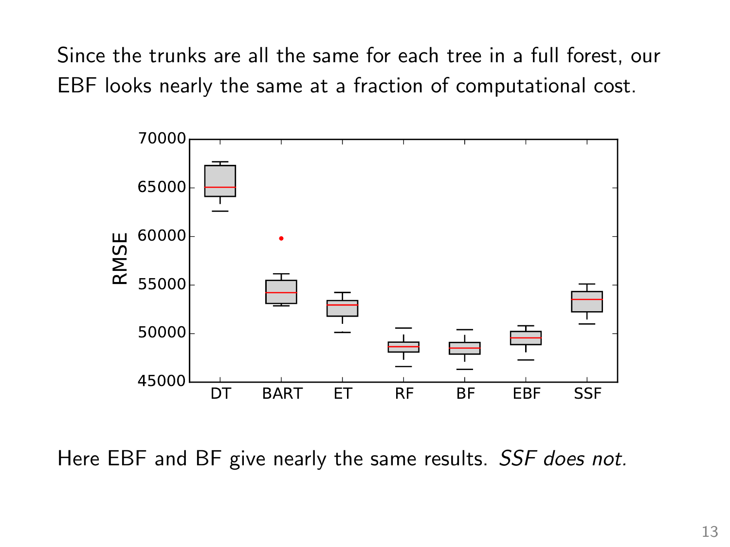Since the trunks are all the same for each tree in a full forest, our EBF looks nearly the same at a fraction of computational cost.

Here EBF and BF give nearly the same results. *SSF does not.*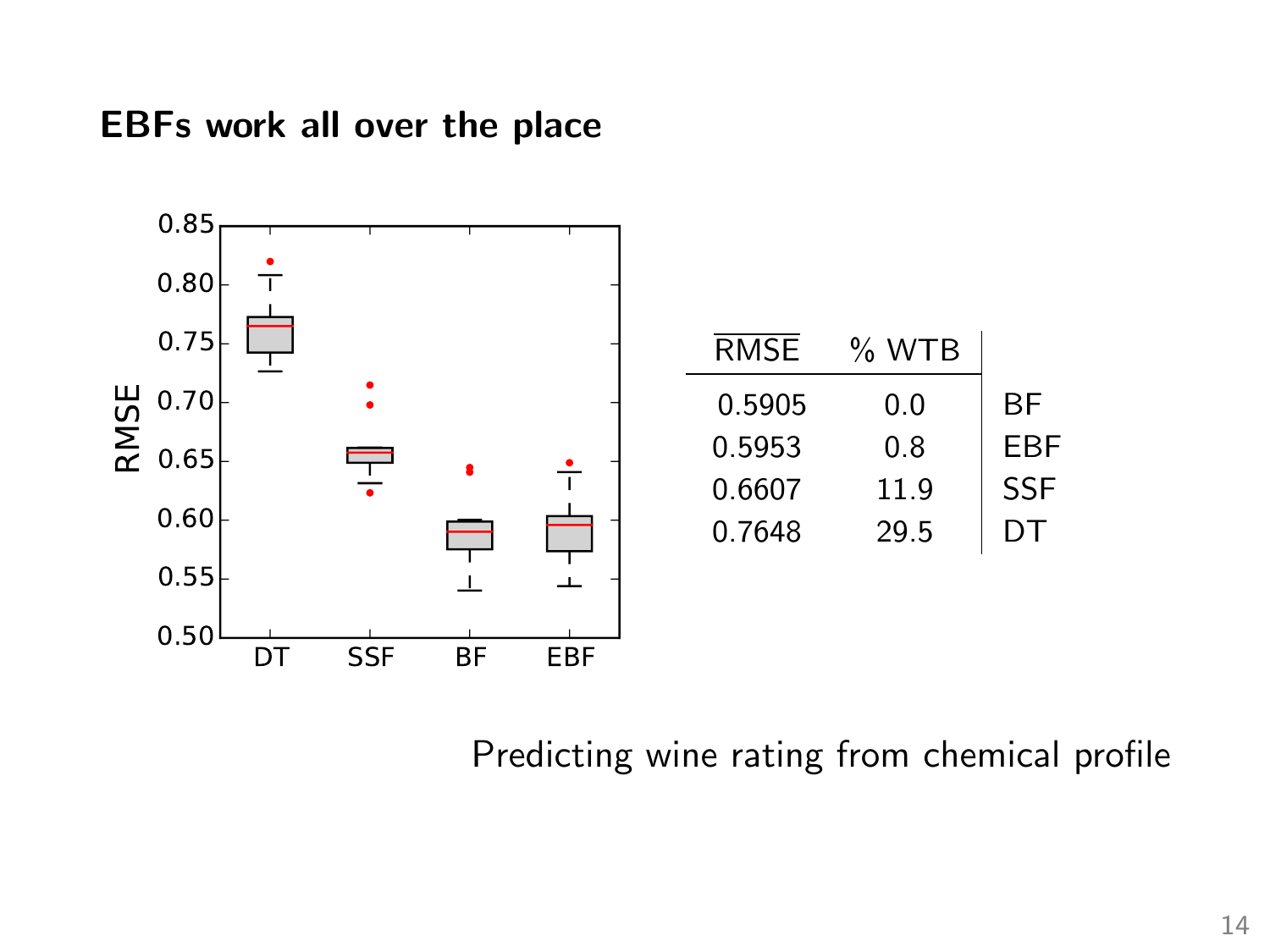## EBFs work all over the place

| $\overline{\text{RMSE}}$ | % WTB | |
|---|---|---|
| 0.5905 | 0.0 | BF |
| 0.5953 | 0.8 | EBF |
| 0.6607 | 11.9 | SSF |
| 0.7648 | 29.5 | DT |

Predicting wine rating from chemical profile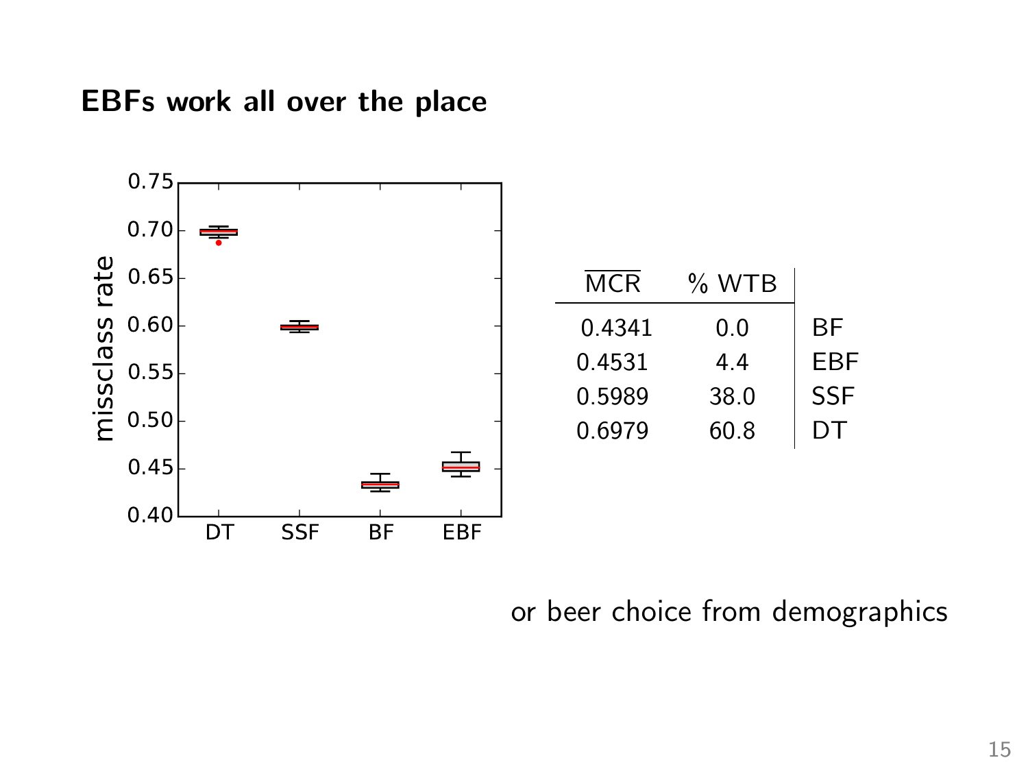## EBFs work all over the place

| $\overline{\text{MCR}}$ | % WTB | |
|---|---|---|
| 0.4341 | 0.0 | BF |
| 0.4531 | 4.4 | EBF |
| 0.5989 | 38.0 | SSF |
| 0.6979 | 60.8 | DT |

or beer choice from demographics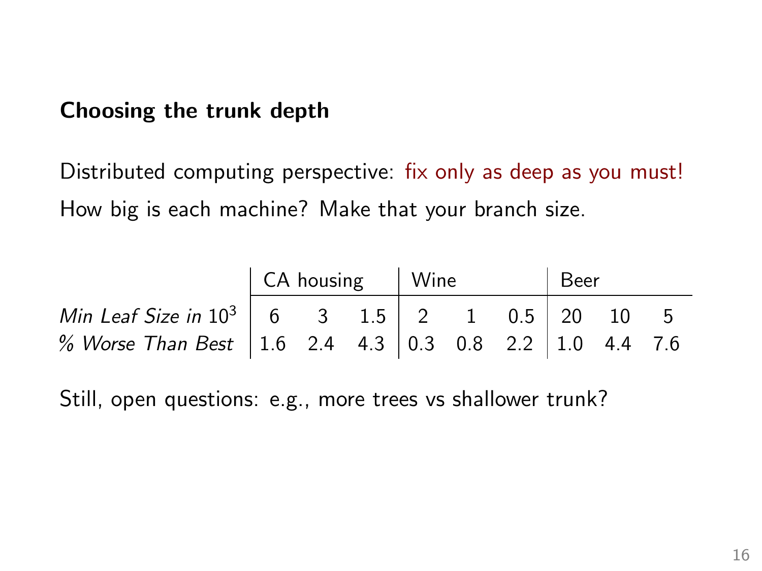### Choosing the trunk depth

Distributed computing perspective: fix only as deep as you must!

How big is each machine? Make that your branch size.

| | CA housing | | | Wine | | | Beer | | |
|---|---|---|---|---|---|---|---|---|---|
| *Min Leaf Size in* $10^3$ | 6 | 3 | 1.5 | 2 | 1 | 0.5 | 20 | 10 | 5 |
| *% Worse Than Best* | 1.6 | 2.4 | 4.3 | 0.3 | 0.8 | 2.2 | 1.0 | 4.4 | 7.6 |

Still, open questions: e.g., more trees vs shallower trunk?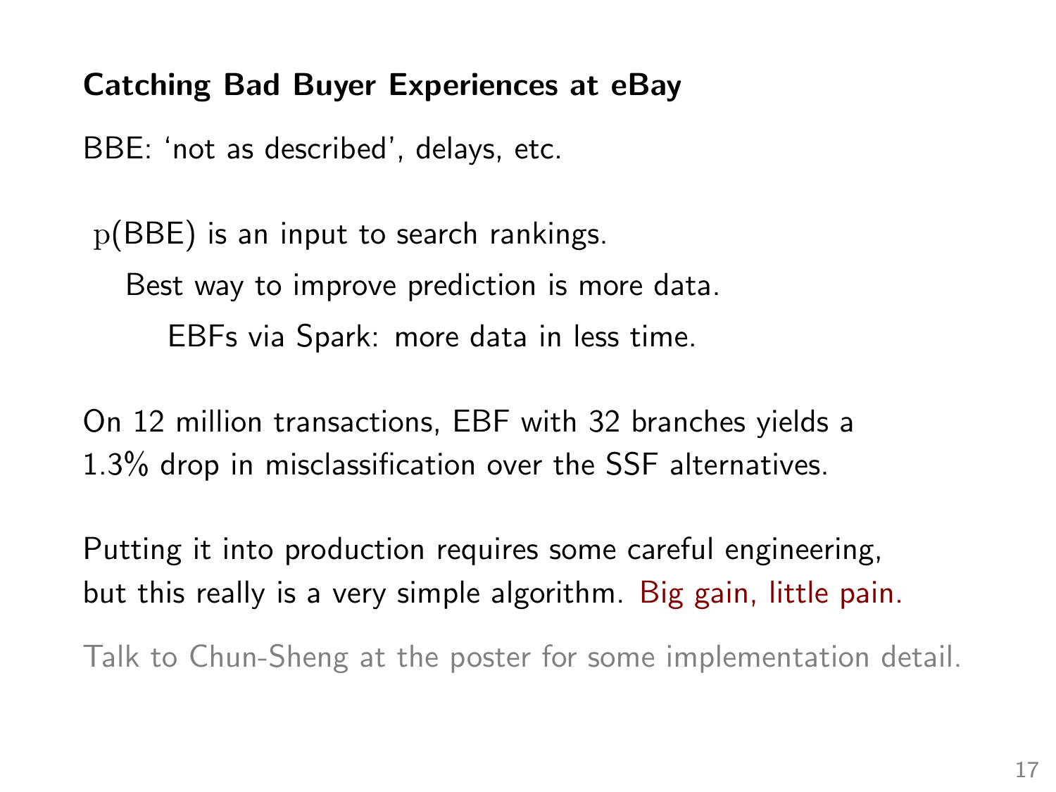**Catching Bad Buyer Experiences at eBay**

BBE: ‘not as described’, delays, etc.

$\mathrm{p}$(BBE) is an input to search rankings.

Best way to improve prediction is more data.

EBFs via Spark: more data in less time.

On 12 million transactions, EBF with 32 branches yields a 1.3% drop in misclassification over the SSF alternatives.

Putting it into production requires some careful engineering, but this really is a very simple algorithm. Big gain, little pain.

Talk to Chun-Sheng at the poster for some implementation detail.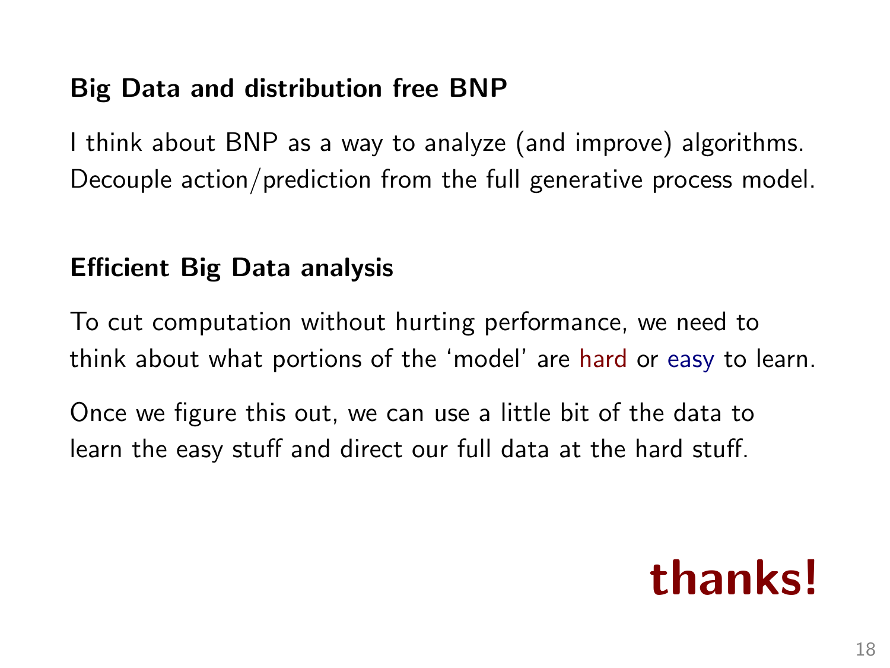**Big Data and distribution free BNP**

I think about BNP as a way to analyze (and improve) algorithms. Decouple action/prediction from the full generative process model.

**Efficient Big Data analysis**

To cut computation without hurting performance, we need to think about what portions of the 'model' are hard or easy to learn.

Once we figure this out, we can use a little bit of the data to learn the easy stuff and direct our full data at the hard stuff.

**thanks!**